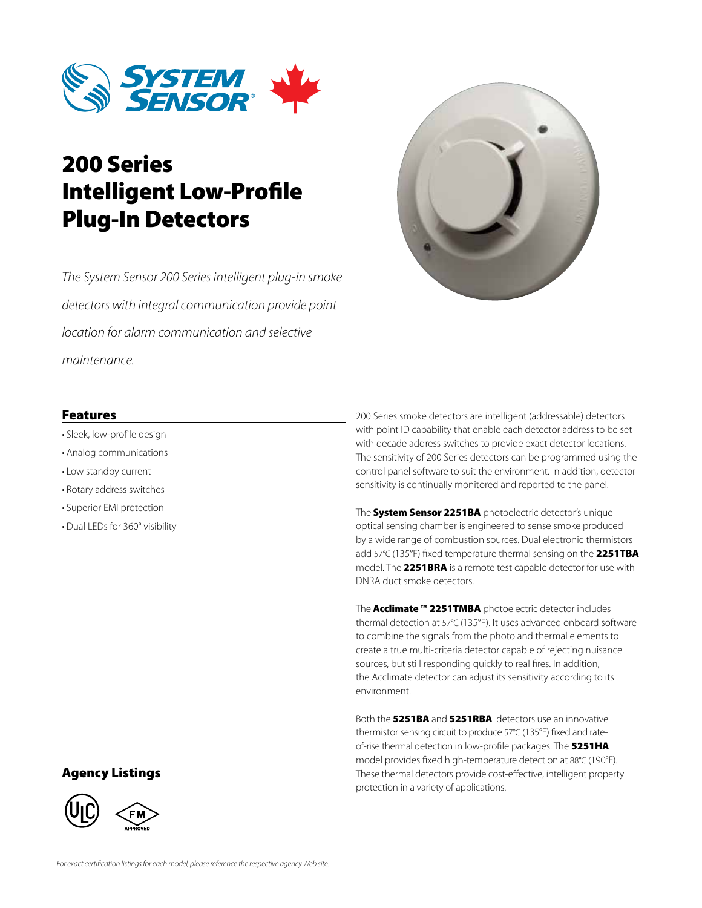# 200 Series Intelligent Low-Profile Plug-In Detectors

*The System Sensor 200 Series intelligent plug-in smoke detectors with integral communication provide point location for alarm communication and selective maintenance.*

## Features

- Sleek, low-profile design
- Analog communications
- Low standby current
- Rotary address switches
- Superior EMI protection
- Dual LEDs for 360° visibility

200 Series smoke detectors are intelligent (addressable) detectors with point ID capability that enable each detector address to be set with decade address switches to provide exact detector locations. The sensitivity of 200 Series detectors can be programmed using the control panel software to suit the environment. In addition, detector sensitivity is continually monitored and reported to the panel.

The **System Sensor 2251BA** photoelectric detector's unique optical sensing chamber is engineered to sense smoke produced by a wide range of combustion sources. Dual electronic thermistors add 57°C (135°F) fixed temperature thermal sensing on the **2251TBA** model. The **2251BRA** is a remote test capable detector for use with DNRA duct smoke detectors.

The **Acclimate ™ 2251TMBA** photoelectric detector includes thermal detection at 57°C (135°F). It uses advanced onboard software to combine the signals from the photo and thermal elements to create a true multi-criteria detector capable of rejecting nuisance sources, but still responding quickly to real fires. In addition, the Acclimate detector can adjust its sensitivity according to its environment.

Both the **5251BA** and **5251RBA** detectors use an innovative thermistor sensing circuit to produce 57°C (135°F) fixed and rate-of-rise thermal detection in low-profile packages. The **5251HA** model provides fixed high-temperature detection at 88°C (190°F). These thermal detectors provide cost-effective, intelligent property protection in a variety of applications.

## Agency Listings

*For exact certification listings for each model, please reference the respective agency Web site.*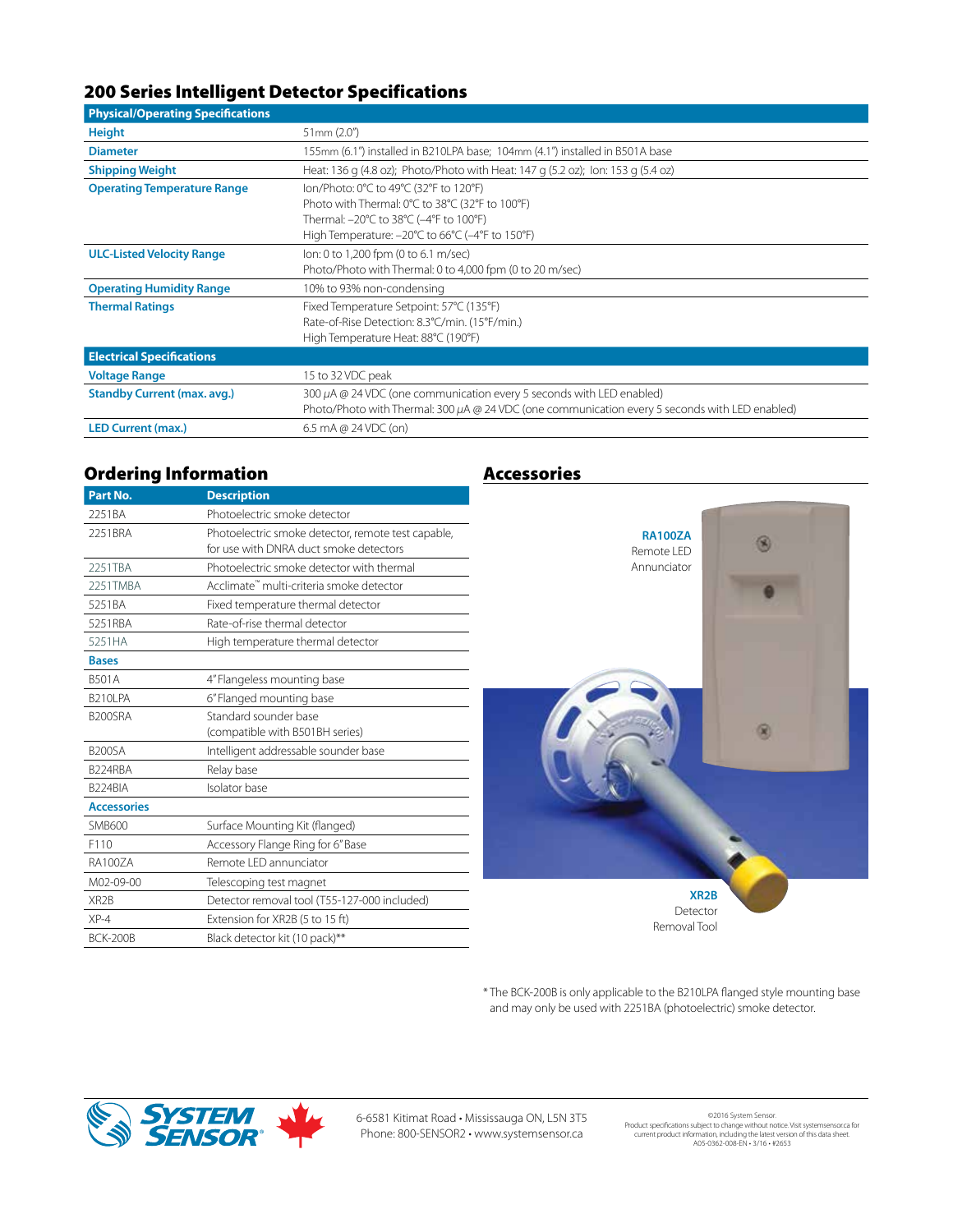## 200 Series Intelligent Detector Specifications

| Physical/Operating Specifications | |
|---|---|
| **Height** | 51mm (2.0") |
| **Diameter** | 155mm (6.1") installed in B210LPA base; 104mm (4.1") installed in B501A base |
| **Shipping Weight** | Heat: 136 g (4.8 oz); Photo/Photo with Heat: 147 g (5.2 oz); Ion: 153 g (5.4 oz) |
| **Operating Temperature Range** | Ion/Photo: 0°C to 49°C (32°F to 120°F)<br>Photo with Thermal: 0°C to 38°C (32°F to 100°F)<br>Thermal: –20°C to 38°C (–4°F to 100°F)<br>High Temperature: –20°C to 66°C (–4°F to 150°F) |
| **ULC-Listed Velocity Range** | Ion: 0 to 1,200 fpm (0 to 6.1 m/sec)<br>Photo/Photo with Thermal: 0 to 4,000 fpm (0 to 20 m/sec) |
| **Operating Humidity Range** | 10% to 93% non-condensing |
| **Thermal Ratings** | Fixed Temperature Setpoint: 57°C (135°F)<br>Rate-of-Rise Detection: 8.3°C/min. (15°F/min.)<br>High Temperature Heat: 88°C (190°F) |
| **Electrical Specifications** | |
| **Voltage Range** | 15 to 32 VDC peak |
| **Standby Current (max. avg.)** | 300 µA @ 24 VDC (one communication every 5 seconds with LED enabled)<br>Photo/Photo with Thermal: 300 µA @ 24 VDC (one communication every 5 seconds with LED enabled) |
| **LED Current (max.)** | 6.5 mA @ 24 VDC (on) |

## Ordering Information

| Part No. | Description |
|---|---|
| 2251BA | Photoelectric smoke detector |
| 2251BRA | Photoelectric smoke detector, remote test capable, for use with DNRA duct smoke detectors |
| 2251TBA | Photoelectric smoke detector with thermal |
| 2251TMBA | Acclimate™ multi-criteria smoke detector |
| 5251BA | Fixed temperature thermal detector |
| 5251RBA | Rate-of-rise thermal detector |
| 5251HA | High temperature thermal detector |
| **Bases** | |
| B501A | 4" Flangeless mounting base |
| B210LPA | 6" Flanged mounting base |
| B200SRA | Standard sounder base (compatible with B501BH series) |
| B200SA | Intelligent addressable sounder base |
| B224RBA | Relay base |
| B224BIA | Isolator base |
| **Accessories** | |
| SMB600 | Surface Mounting Kit (flanged) |
| F110 | Accessory Flange Ring for 6" Base |
| RA100ZA | Remote LED annunciator |
| M02-09-00 | Telescoping test magnet |
| XR2B | Detector removal tool (T55-127-000 included) |
| XP-4 | Extension for XR2B (5 to 15 ft) |
| BCK-200B | Black detector kit (10 pack)** |

## Accessories

**RA100ZA**
Remote LED Annunciator

**XR2B**
Detector Removal Tool

* The BCK-200B is only applicable to the B210LPA flanged style mounting base and may only be used with 2251BA (photoelectric) smoke detector.

6-6581 Kitimat Road • Mississauga ON, L5N 3T5
Phone: 800-SENSOR2 • www.systemsensor.ca

©2016 System Sensor.
Product specifications subject to change without notice. Visit systemsensor.ca for current product information, including the latest version of this data sheet.
A05-0362-008-EN • 3/16 • #2653